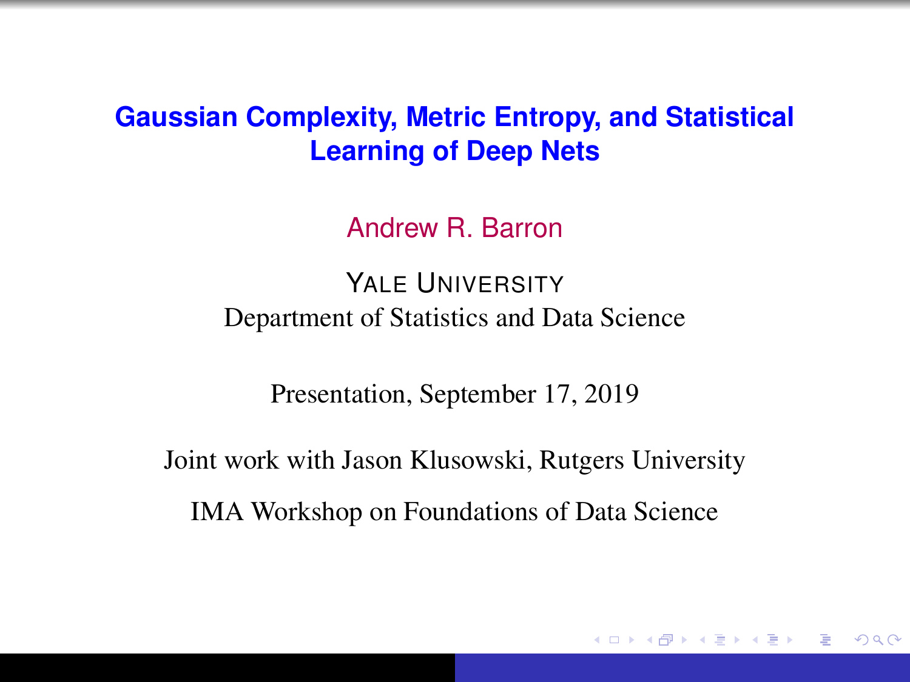# Gaussian Complexity, Metric Entropy, and Statistical Learning of Deep Nets

Andrew R. Barron

YALE UNIVERSITY
Department of Statistics and Data Science

Presentation, September 17, 2019

Joint work with Jason Klusowski, Rutgers University

IMA Workshop on Foundations of Data Science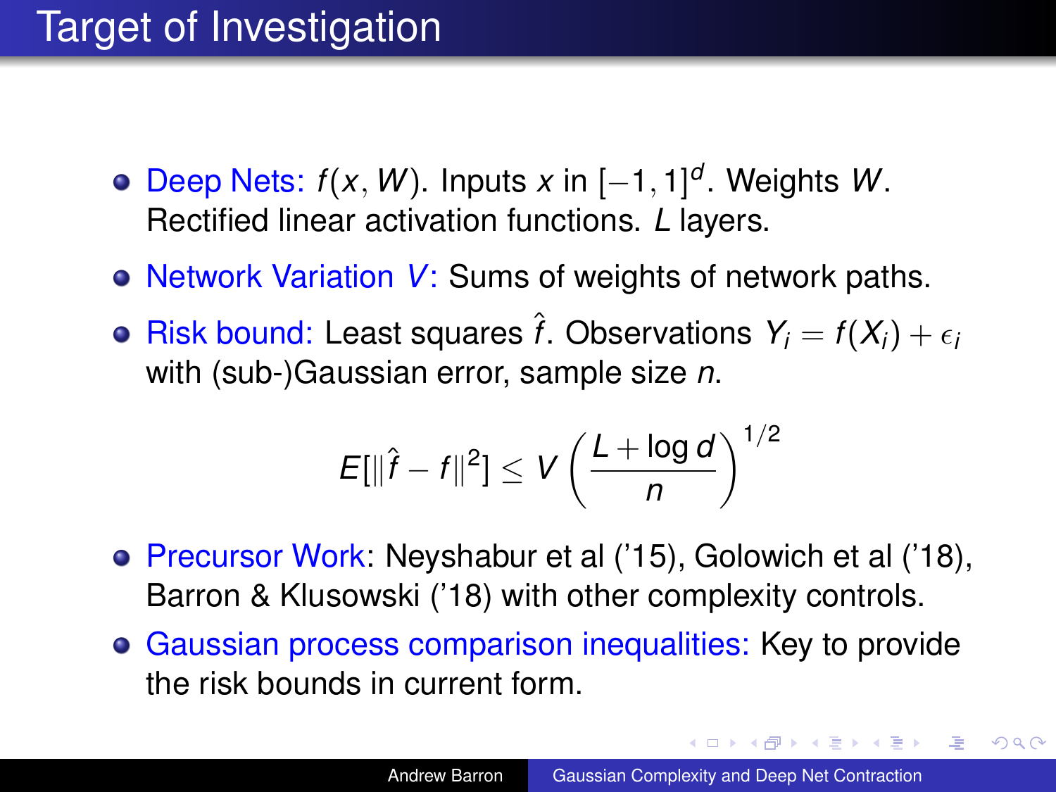# Target of Investigation

- Deep Nets: $f(x, W)$. Inputs $x$ in $[-1, 1]^d$. Weights $W$. Rectified linear activation functions. $L$ layers.
- Network Variation $V$: Sums of weights of network paths.
- Risk bound: Least squares $\hat{f}$. Observations $Y_i = f(X_i) + \epsilon_i$ with (sub-)Gaussian error, sample size $n$.

$$E[\|\hat{f} - f\|^2] \leq V \left( \frac{L + \log d}{n} \right)^{1/2}$$

- Precursor Work: Neyshabur et al ('15), Golowich et al ('18), Barron & Klusowski ('18) with other complexity controls.
- Gaussian process comparison inequalities: Key to provide the risk bounds in current form.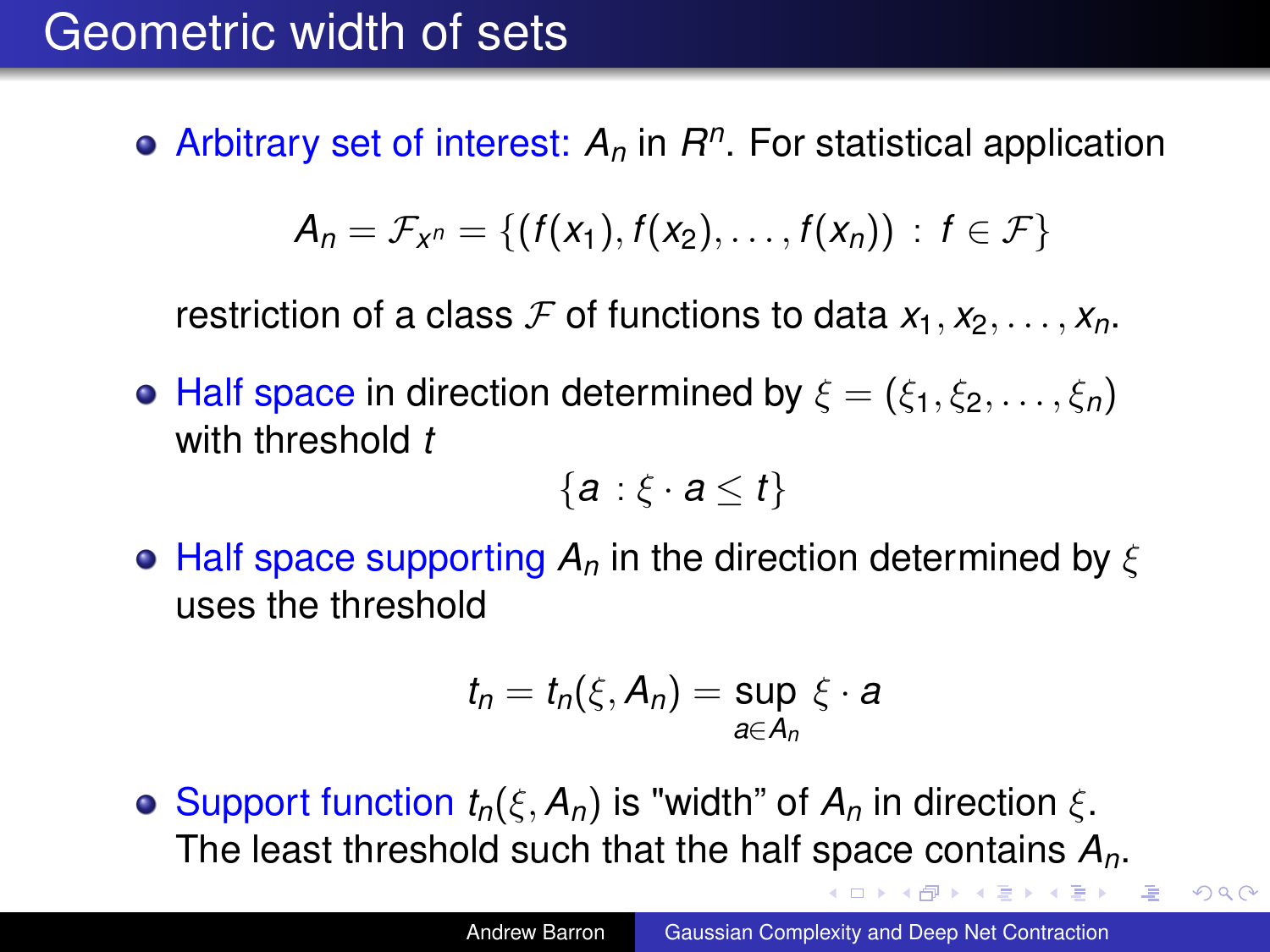# Geometric width of sets

- Arbitrary set of interest: $A_n$ in $R^n$. For statistical application

  $$A_n = \mathcal{F}_{x^n} = \{(f(x_1), f(x_2), \ldots, f(x_n)) \,:\, f \in \mathcal{F}\}$$

  restriction of a class $\mathcal{F}$ of functions to data $x_1, x_2, \ldots, x_n$.

- Half space in direction determined by $\xi = (\xi_1, \xi_2, \ldots, \xi_n)$ with threshold $t$

  $$\{a : \xi \cdot a \le t\}$$

- Half space supporting $A_n$ in the direction determined by $\xi$ uses the threshold

  $$t_n = t_n(\xi, A_n) = \sup_{a \in A_n} \xi \cdot a$$

- Support function $t_n(\xi, A_n)$ is "width" of $A_n$ in direction $\xi$. The least threshold such that the half space contains $A_n$.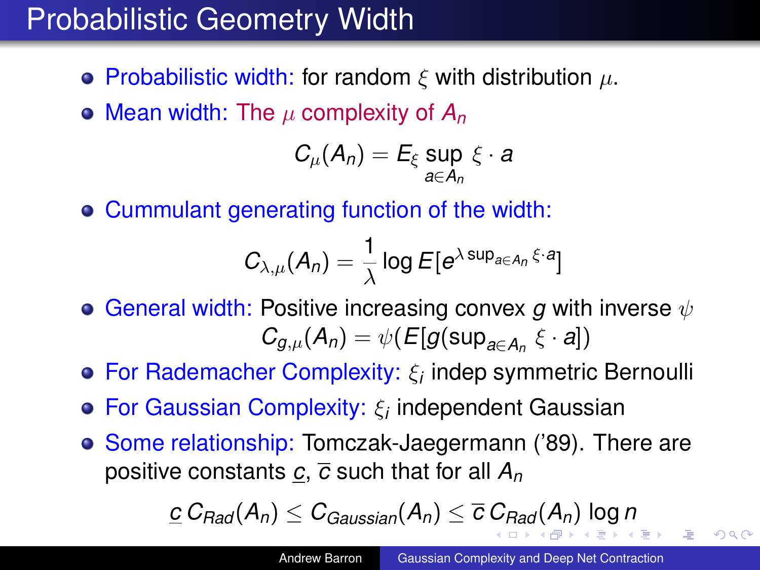# Probabilistic Geometry Width

- Probabilistic width: for random $\xi$ with distribution $\mu$.
- Mean width: The $\mu$ complexity of $A_n$

$$C_\mu(A_n) = E_\xi \sup_{a \in A_n} \xi \cdot a$$

- Cummulant generating function of the width:

$$C_{\lambda,\mu}(A_n) = \frac{1}{\lambda} \log E[e^{\lambda \sup_{a \in A_n} \xi \cdot a}]$$

- General width: Positive increasing convex $g$ with inverse $\psi$

$$C_{g,\mu}(A_n) = \psi(E[g(\sup_{a \in A_n} \xi \cdot a])$$

- For Rademacher Complexity: $\xi_i$ indep symmetric Bernoulli
- For Gaussian Complexity: $\xi_i$ independent Gaussian
- Some relationship: Tomczak-Jaegermann ('89). There are positive constants $\underline{c}$, $\overline{c}$ such that for all $A_n$

$$\underline{c}\, C_{Rad}(A_n) \leq C_{Gaussian}(A_n) \leq \overline{c}\, C_{Rad}(A_n) \log n$$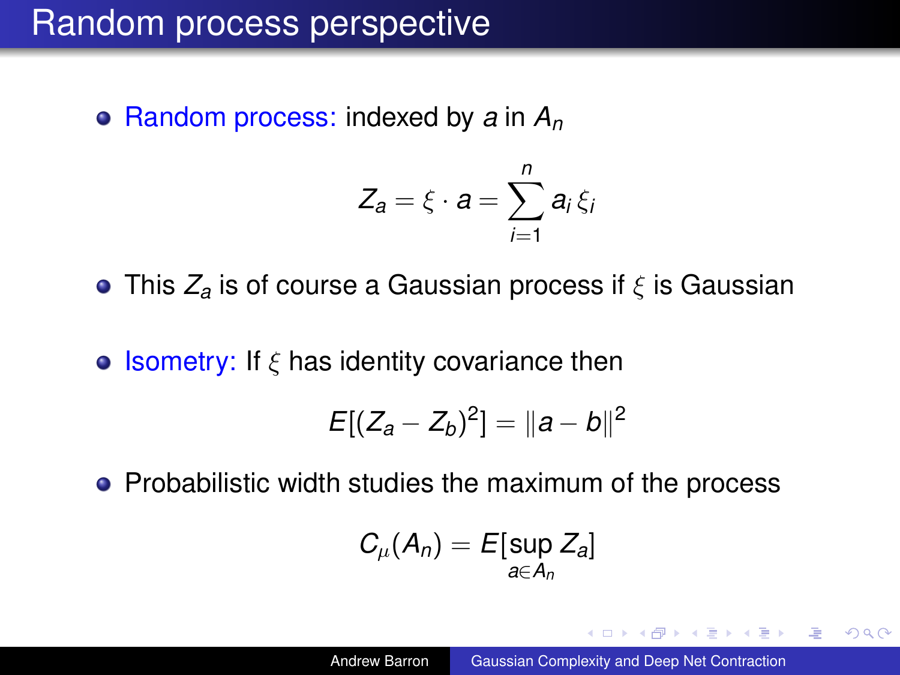# Random process perspective

- Random process: indexed by $a$ in $A_n$

$$Z_a = \xi \cdot a = \sum_{i=1}^{n} a_i \, \xi_i$$

- This $Z_a$ is of course a Gaussian process if $\xi$ is Gaussian

- Isometry: If $\xi$ has identity covariance then

$$E[(Z_a - Z_b)^2] = \|a - b\|^2$$

- Probabilistic width studies the maximum of the process

$$C_\mu(A_n) = E[\sup_{a \in A_n} Z_a]$$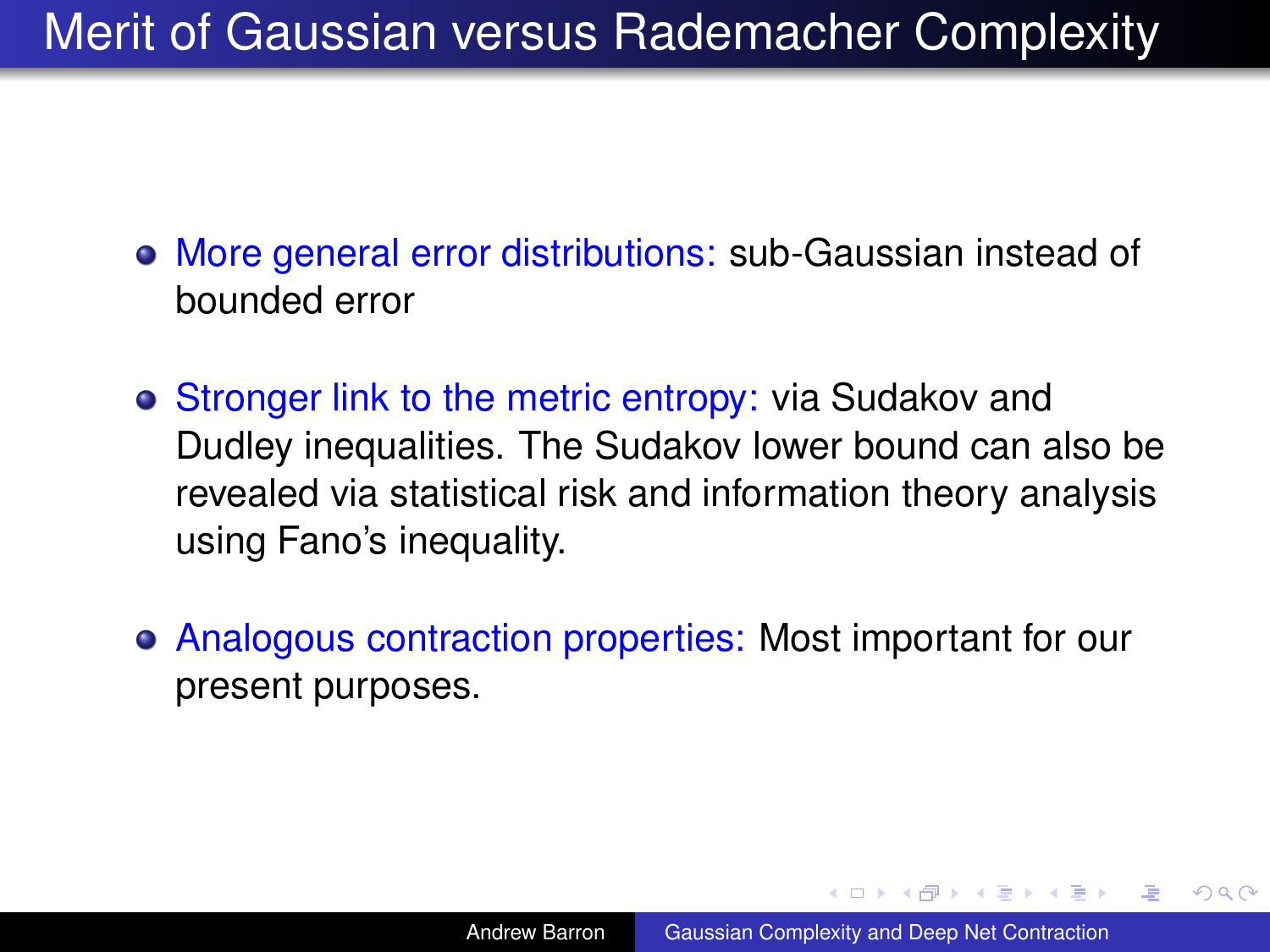# Merit of Gaussian versus Rademacher Complexity

- More general error distributions: sub-Gaussian instead of bounded error
- Stronger link to the metric entropy: via Sudakov and Dudley inequalities. The Sudakov lower bound can also be revealed via statistical risk and information theory analysis using Fano's inequality.
- Analogous contraction properties: Most important for our present purposes.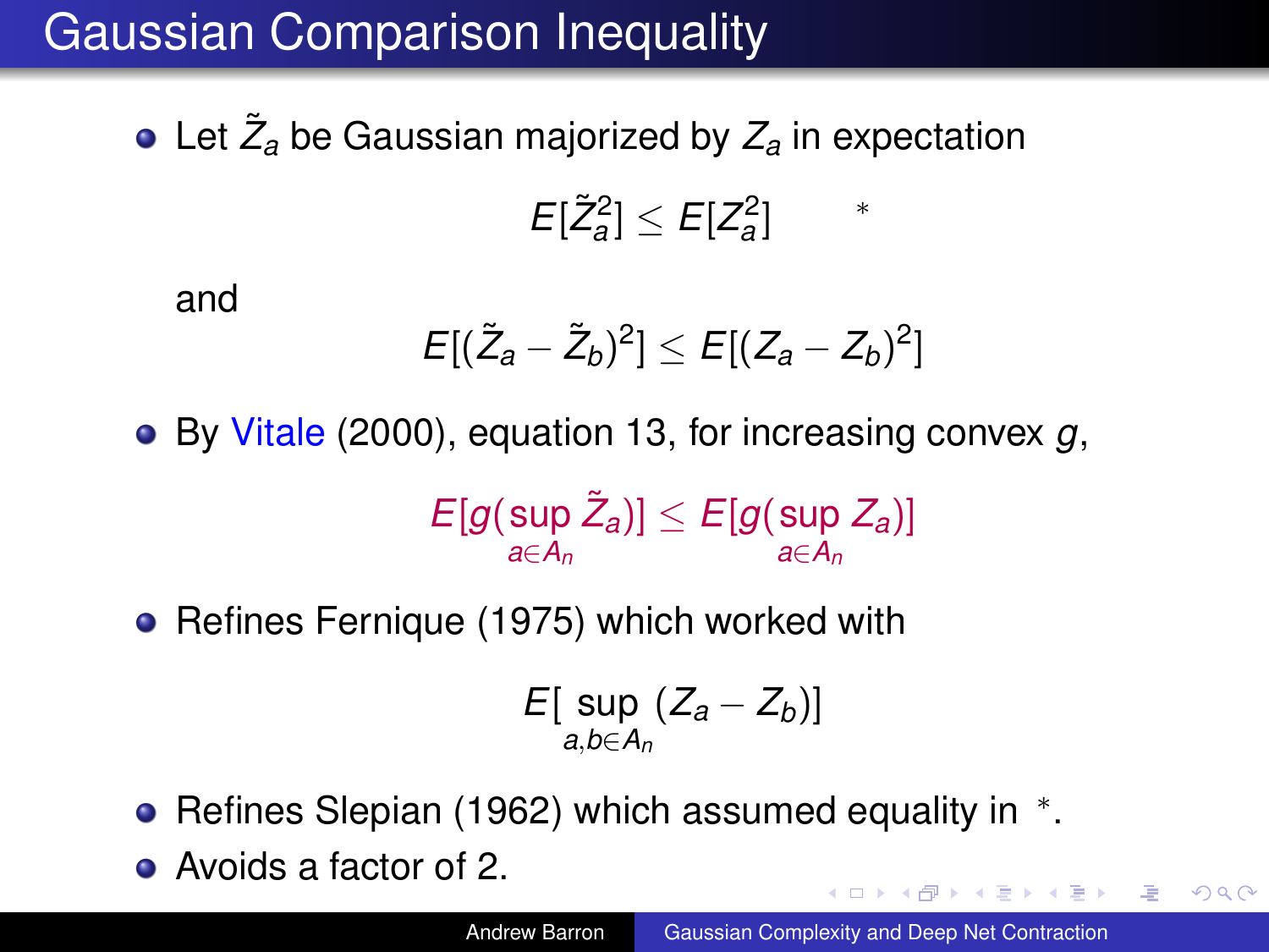# Gaussian Comparison Inequality

- Let $\tilde{Z}_a$ be Gaussian majorized by $Z_a$ in expectation

$$E[\tilde{Z}_a^2] \leq E[Z_a^2] \qquad *$$

  and

$$E[(\tilde{Z}_a - \tilde{Z}_b)^2] \leq E[(Z_a - Z_b)^2]$$

- By Vitale (2000), equation 13, for increasing convex $g$,

$$E[g(\sup_{a \in A_n} \tilde{Z}_a)] \leq E[g(\sup_{a \in A_n} Z_a)]$$

- Refines Fernique (1975) which worked with

$$E[\sup_{a,b \in A_n} (Z_a - Z_b)]$$

- Refines Slepian (1962) which assumed equality in $*$.
- Avoids a factor of 2.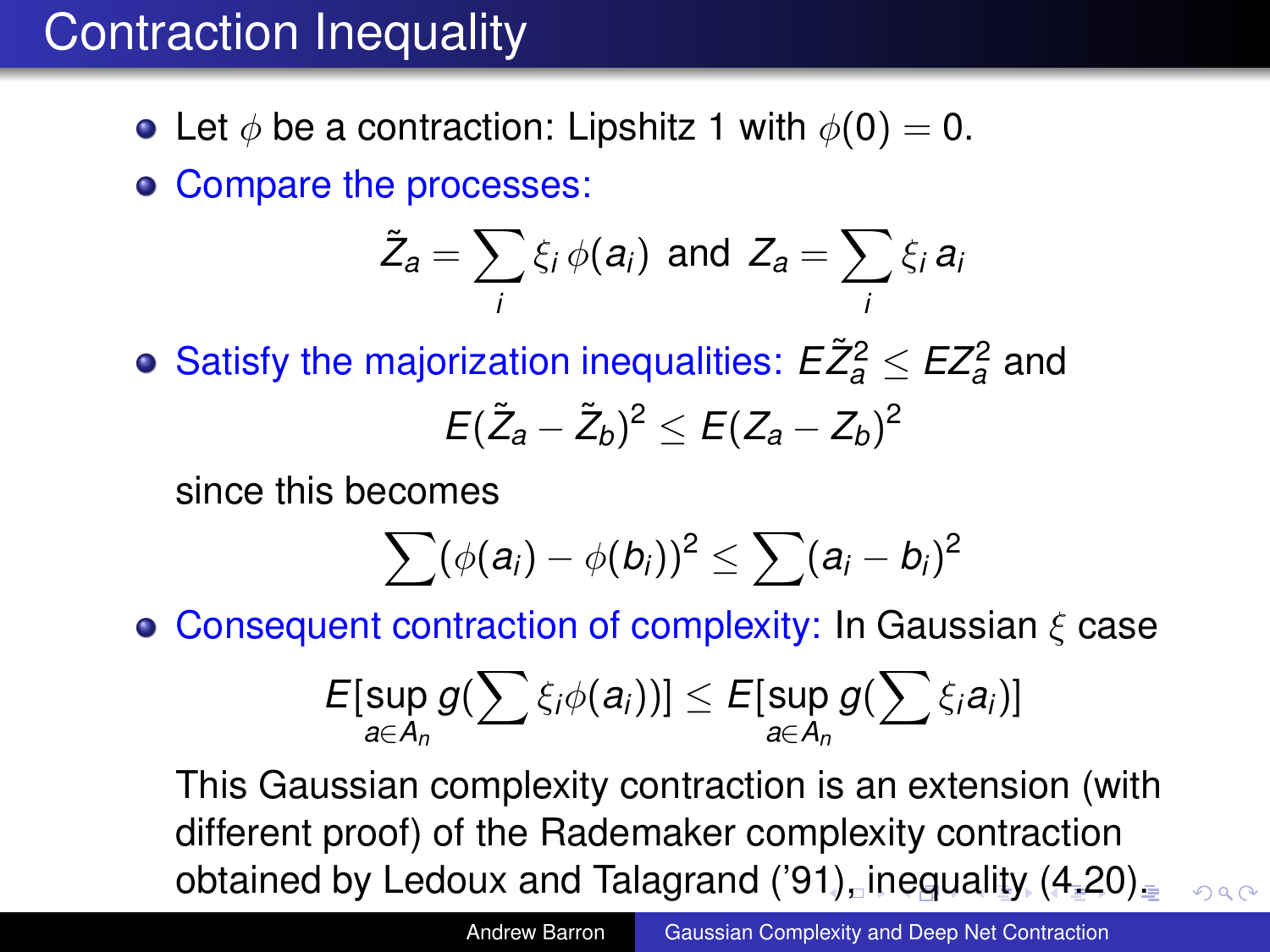# Contraction Inequality

- Let $\phi$ be a contraction: Lipshitz 1 with $\phi(0) = 0$.
- Compare the processes:

$$\tilde{Z}_a = \sum_i \xi_i \, \phi(a_i) \text{ and } Z_a = \sum_i \xi_i \, a_i$$

- Satisfy the majorization inequalities: $E\tilde{Z}_a^2 \leq EZ_a^2$ and

$$E(\tilde{Z}_a - \tilde{Z}_b)^2 \leq E(Z_a - Z_b)^2$$

  since this becomes

$$\sum (\phi(a_i) - \phi(b_i))^2 \leq \sum (a_i - b_i)^2$$

- Consequent contraction of complexity: In Gaussian $\xi$ case

$$E[\sup_{a \in A_n} g(\sum \xi_i \phi(a_i))] \leq E[\sup_{a \in A_n} g(\sum \xi_i a_i)]$$

  This Gaussian complexity contraction is an extension (with different proof) of the Rademaker complexity contraction obtained by Ledoux and Talagrand ('91), inequality (4.20).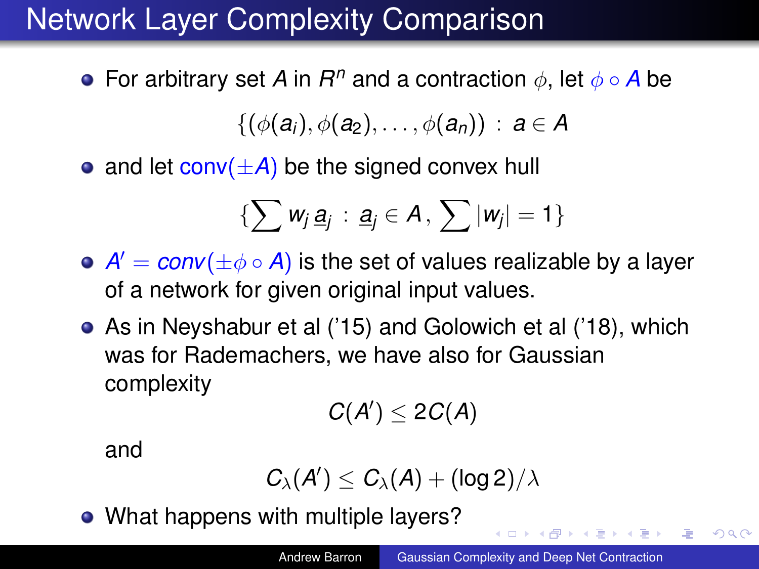# Network Layer Complexity Comparison

- For arbitrary set $A$ in $R^n$ and a contraction $\phi$, let $\phi \circ A$ be

$$\{(\phi(a_i), \phi(a_2), \ldots, \phi(a_n)) \,:\, a \in A$$

- and let $\mathrm{conv}(\pm A)$ be the signed convex hull

$$\{\sum w_j \underline{a}_j \,:\, \underline{a}_j \in A \,,\, \sum |w_j| = 1\}$$

- $A' = conv(\pm \phi \circ A)$ is the set of values realizable by a layer of a network for given original input values.
- As in Neyshabur et al ('15) and Golowich et al ('18), which was for Rademachers, we have also for Gaussian complexity

$$C(A') \leq 2C(A)$$

  and

$$C_\lambda(A') \leq C_\lambda(A) + (\log 2)/\lambda$$

- What happens with multiple layers?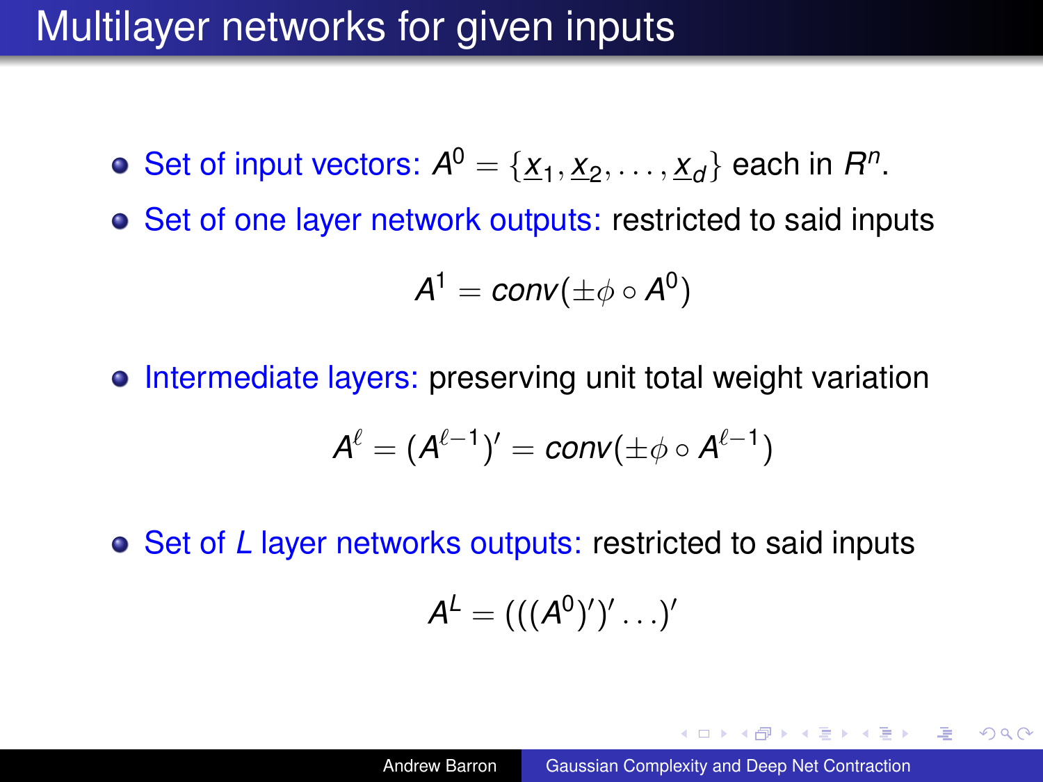# Multilayer networks for given inputs

- Set of input vectors: $A^0 = \{\underline{x}_1, \underline{x}_2, \ldots, \underline{x}_d\}$ each in $R^n$.
- Set of one layer network outputs: restricted to said inputs

$$A^1 = conv(\pm\phi \circ A^0)$$

- Intermediate layers: preserving unit total weight variation

$$A^\ell = (A^{\ell-1})' = conv(\pm\phi \circ A^{\ell-1})$$

- Set of $L$ layer networks outputs: restricted to said inputs

$$A^L = (((A^0)')' \ldots)'$$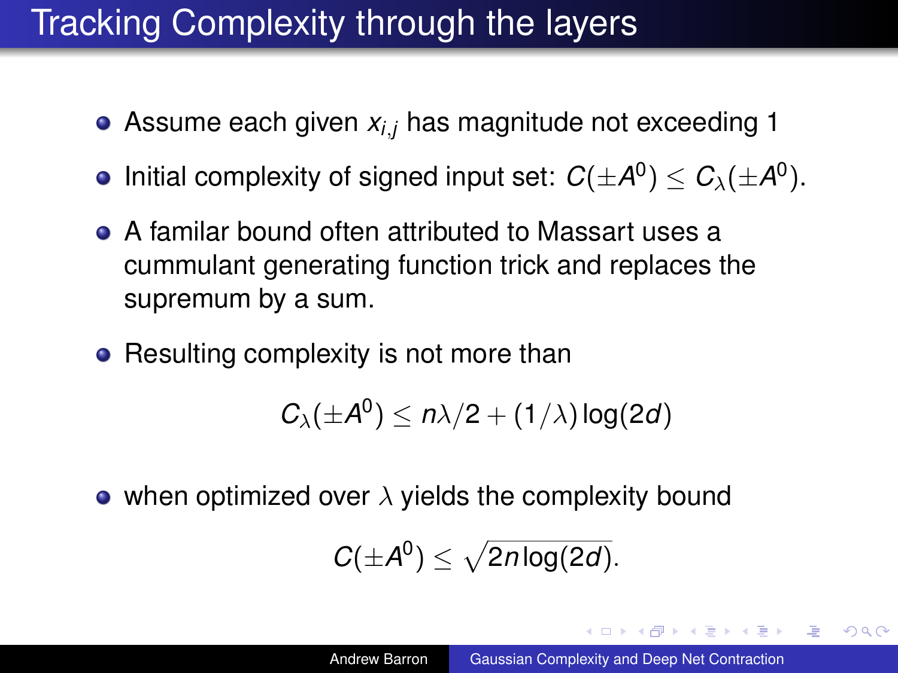# Tracking Complexity through the layers

- Assume each given $x_{i,j}$ has magnitude not exceeding 1
- Initial complexity of signed input set: $C(\pm A^0) \leq C_\lambda(\pm A^0)$.
- A familar bound often attributed to Massart uses a cummulant generating function trick and replaces the supremum by a sum.
- Resulting complexity is not more than

$$C_\lambda(\pm A^0) \leq n\lambda/2 + (1/\lambda)\log(2d)$$

- when optimized over $\lambda$ yields the complexity bound

$$C(\pm A^0) \leq \sqrt{2n\log(2d)}.$$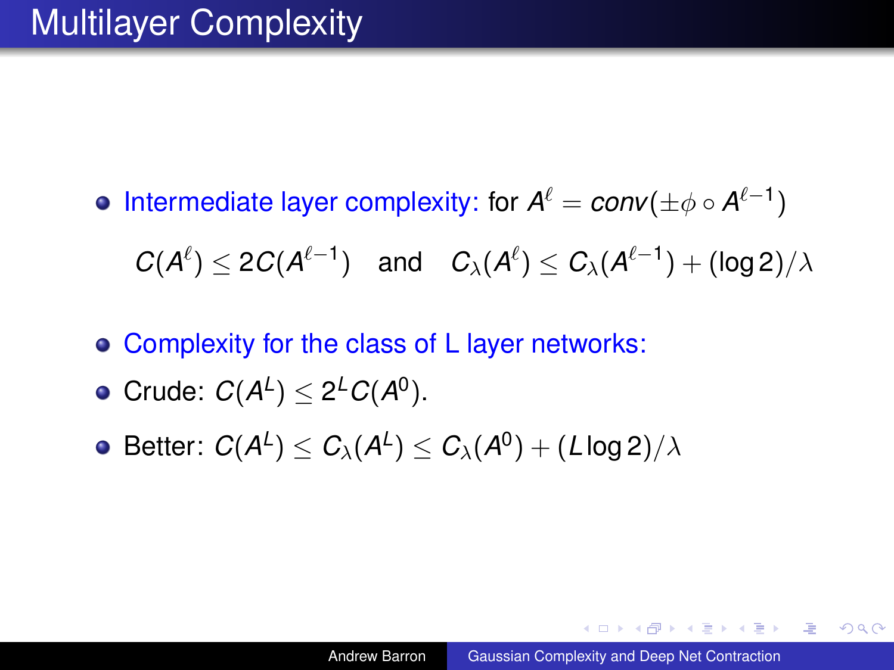# Multilayer Complexity

- Intermediate layer complexity: for $A^\ell = conv(\pm\phi \circ A^{\ell-1})$

  $$C(A^\ell) \leq 2C(A^{\ell-1}) \quad \text{and} \quad C_\lambda(A^\ell) \leq C_\lambda(A^{\ell-1}) + (\log 2)/\lambda$$

- Complexity for the class of L layer networks:
- Crude: $C(A^L) \leq 2^L C(A^0)$.
- Better: $C(A^L) \leq C_\lambda(A^L) \leq C_\lambda(A^0) + (L \log 2)/\lambda$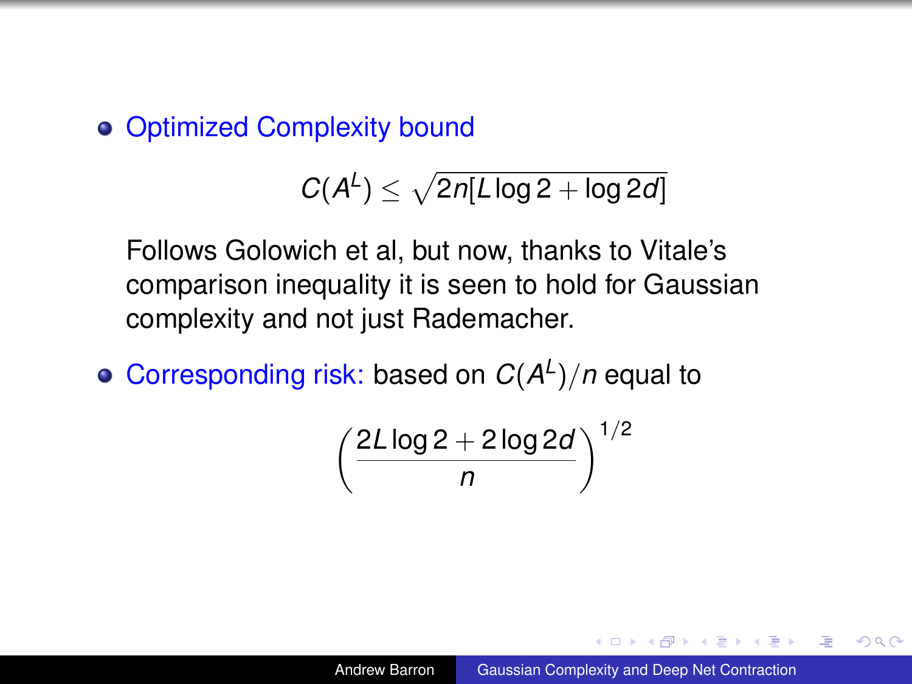- Optimized Complexity bound

$$C(A^L) \leq \sqrt{2n[L \log 2 + \log 2d]}$$

  Follows Golowich et al, but now, thanks to Vitale's comparison inequality it is seen to hold for Gaussian complexity and not just Rademacher.

- Corresponding risk: based on $C(A^L)/n$ equal to

$$\left( \frac{2L \log 2 + 2 \log 2d}{n} \right)^{1/2}$$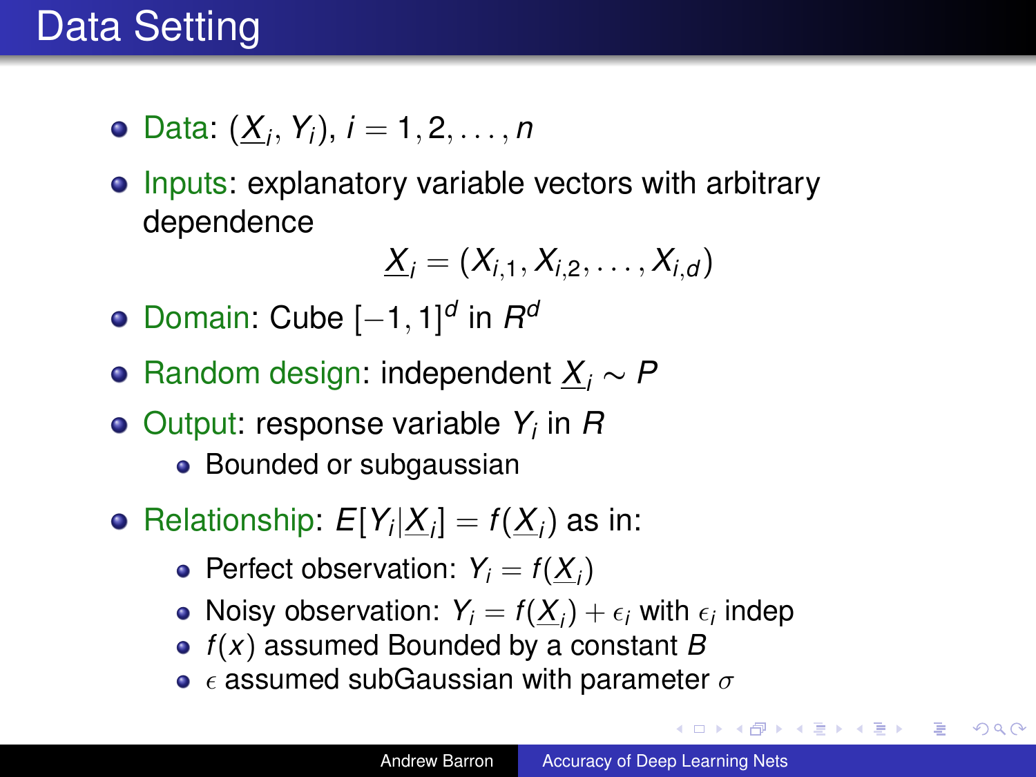# Data Setting

- Data: $(\underline{X}_i, Y_i)$, $i = 1, 2, \ldots, n$
- Inputs: explanatory variable vectors with arbitrary dependence

$$\underline{X}_i = (X_{i,1}, X_{i,2}, \ldots, X_{i,d})$$

- Domain: Cube $[-1, 1]^d$ in $R^d$
- Random design: independent $\underline{X}_i \sim P$
- Output: response variable $Y_i$ in $R$
  - Bounded or subgaussian
- Relationship: $E[Y_i|\underline{X}_i] = f(\underline{X}_i)$ as in:
  - Perfect observation: $Y_i = f(\underline{X}_i)$
  - Noisy observation: $Y_i = f(\underline{X}_i) + \epsilon_i$ with $\epsilon_i$ indep
  - $f(x)$ assumed Bounded by a constant $B$
  - $\epsilon$ assumed subGaussian with parameter $\sigma$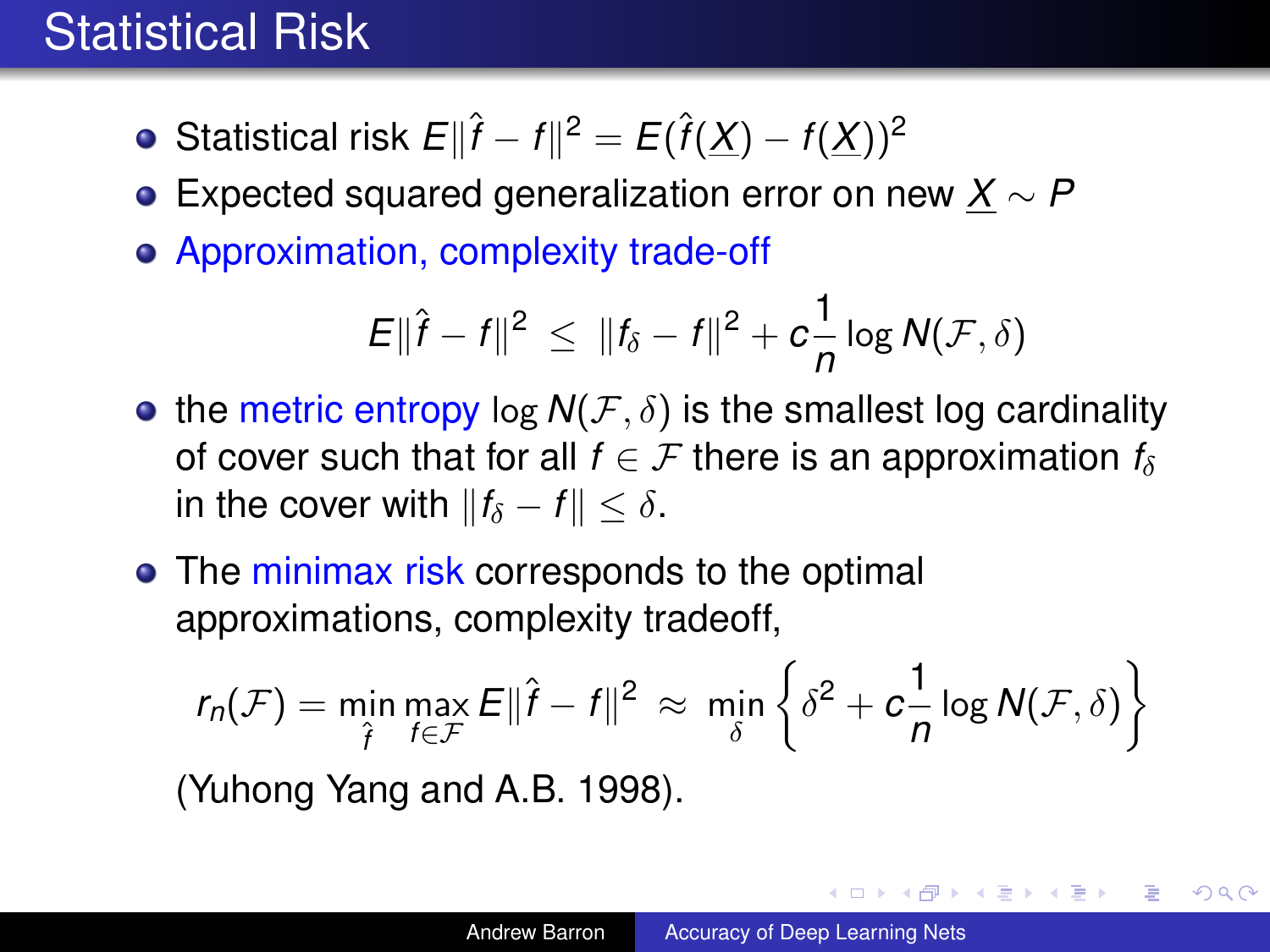# Statistical Risk

- Statistical risk $E\|\hat{f} - f\|^2 = E(\hat{f}(\underline{X}) - f(\underline{X}))^2$
- Expected squared generalization error on new $\underline{X} \sim P$
- Approximation, complexity trade-off

$$E\|\hat{f} - f\|^2 \;\leq\; \|f_\delta - f\|^2 + c\frac{1}{n}\log N(\mathcal{F}, \delta)$$

- the metric entropy $\log N(\mathcal{F}, \delta)$ is the smallest log cardinality of cover such that for all $f \in \mathcal{F}$ there is an approximation $f_\delta$ in the cover with $\|f_\delta - f\| \leq \delta$.
- The minimax risk corresponds to the optimal approximations, complexity tradeoff,

$$r_n(\mathcal{F}) = \min_{\hat{f}} \max_{f \in \mathcal{F}} E\|\hat{f} - f\|^2 \;\approx\; \min_{\delta} \left\{ \delta^2 + c\frac{1}{n}\log N(\mathcal{F}, \delta) \right\}$$

(Yuhong Yang and A.B. 1998).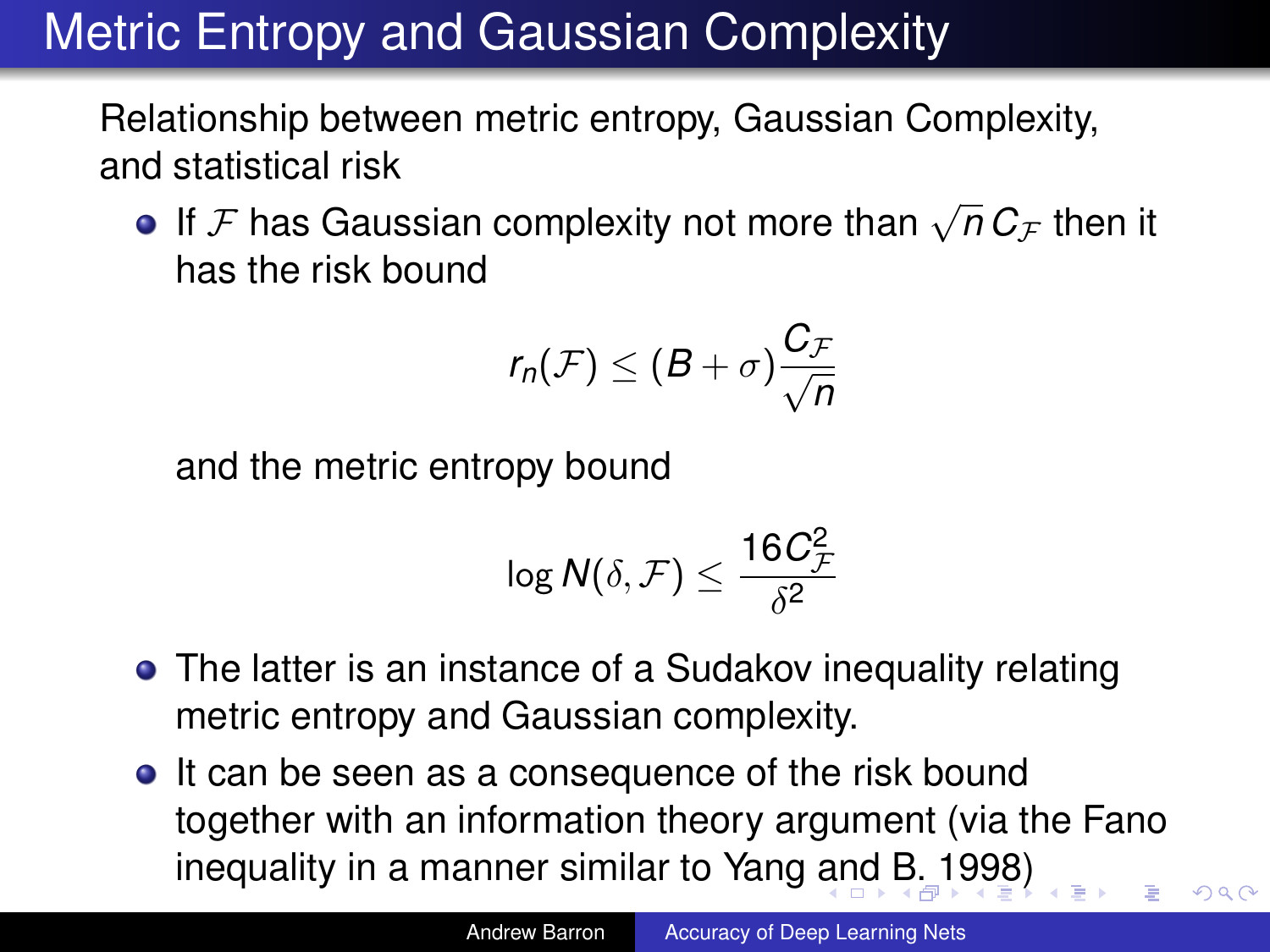# Metric Entropy and Gaussian Complexity

Relationship between metric entropy, Gaussian Complexity, and statistical risk

- If $\mathcal{F}$ has Gaussian complexity not more than $\sqrt{n}\, C_{\mathcal{F}}$ then it has the risk bound

$$r_n(\mathcal{F}) \leq (B + \sigma) \frac{C_{\mathcal{F}}}{\sqrt{n}}$$

  and the metric entropy bound

$$\log N(\delta, \mathcal{F}) \leq \frac{16 C_{\mathcal{F}}^2}{\delta^2}$$

- The latter is an instance of a Sudakov inequality relating metric entropy and Gaussian complexity.
- It can be seen as a consequence of the risk bound together with an information theory argument (via the Fano inequality in a manner similar to Yang and B. 1998)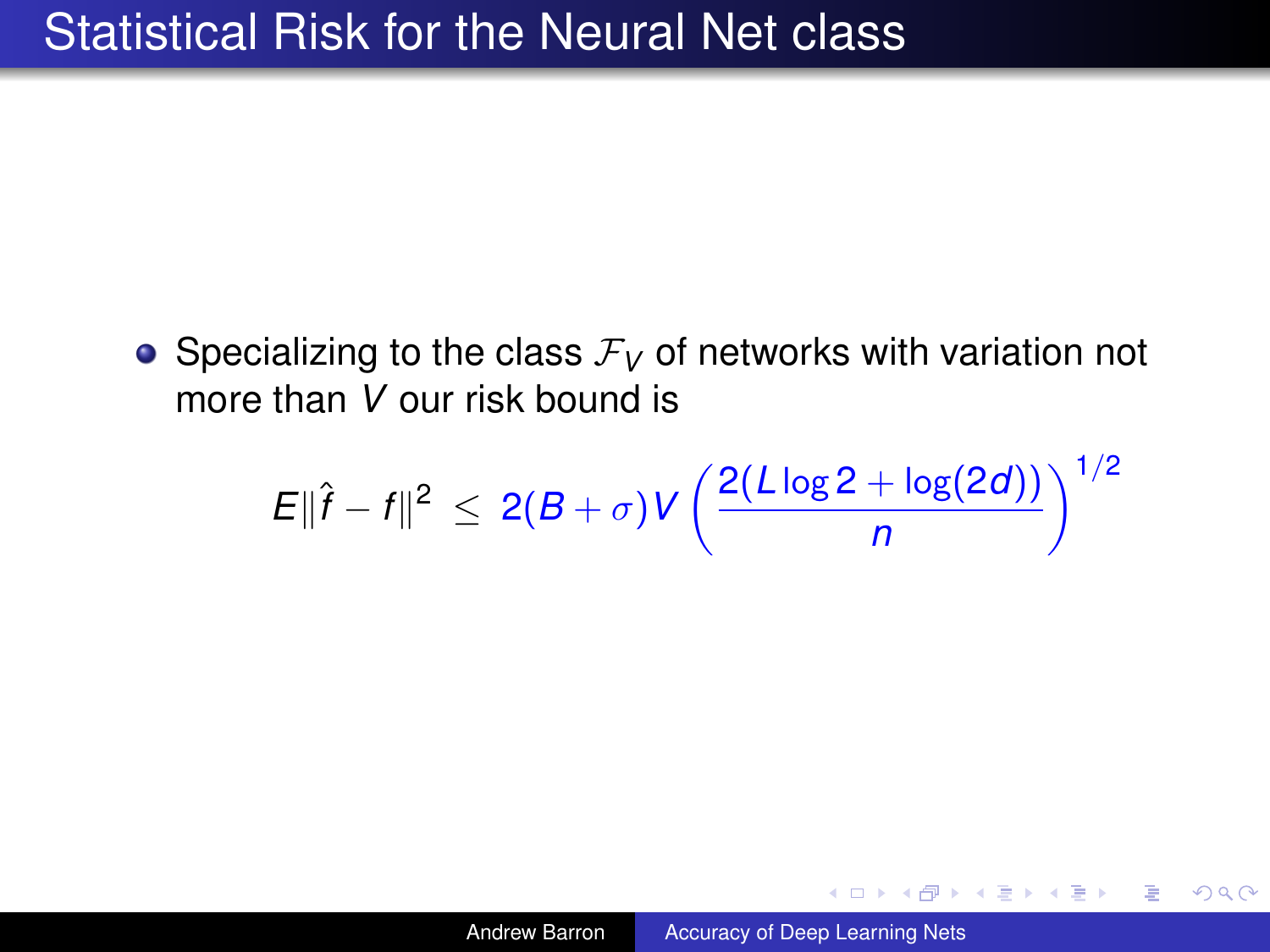# Statistical Risk for the Neural Net class

- Specializing to the class $\mathcal{F}_V$ of networks with variation not more than $V$ our risk bound is

$$E\|\hat{f} - f\|^2 \;\leq\; 2(B+\sigma)V\left(\frac{2(L\log 2 + \log(2d))}{n}\right)^{1/2}$$